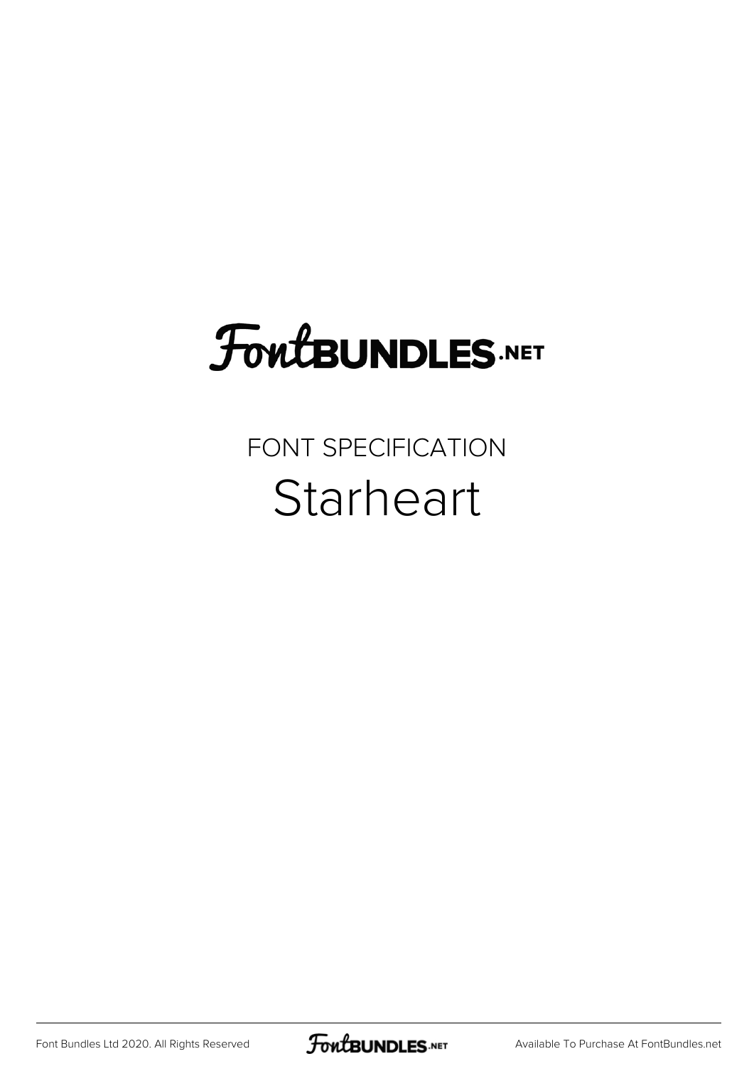# FontBUNDLES.NET

FONT SPECIFICATION

## Starheart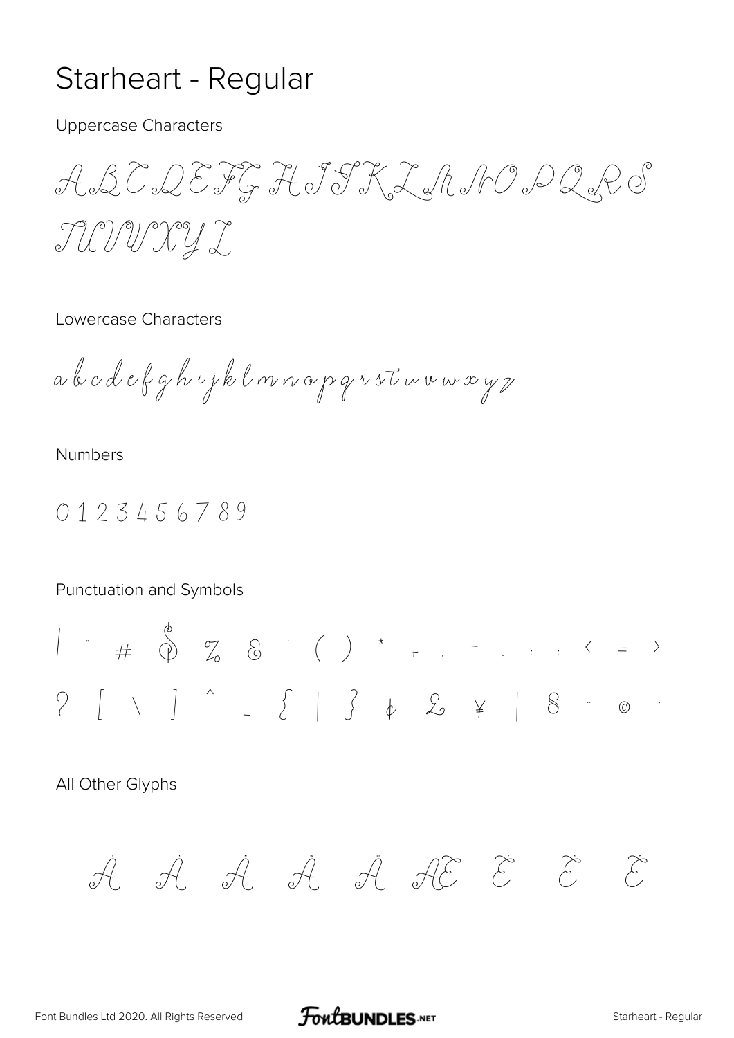# Starheart - Regular

Uppercase Characters

A B C D E F G H I J K L M N O P Q R S T U V W X Y Z

Lowercase Characters

a b c d e f g h i j k l m n o p q r s t u v w x y z

Numbers

0 1 2 3 4 5 6 7 8 9

Punctuation and Symbols

! " # $ % & ' ( ) * + , - . / : ; < = >

? [ \ ] ^ _ { | } ¢ £ ¥ ¦ § ¨ © ·

All Other Glyphs

À Á Â Ã Ä Æ È É Ê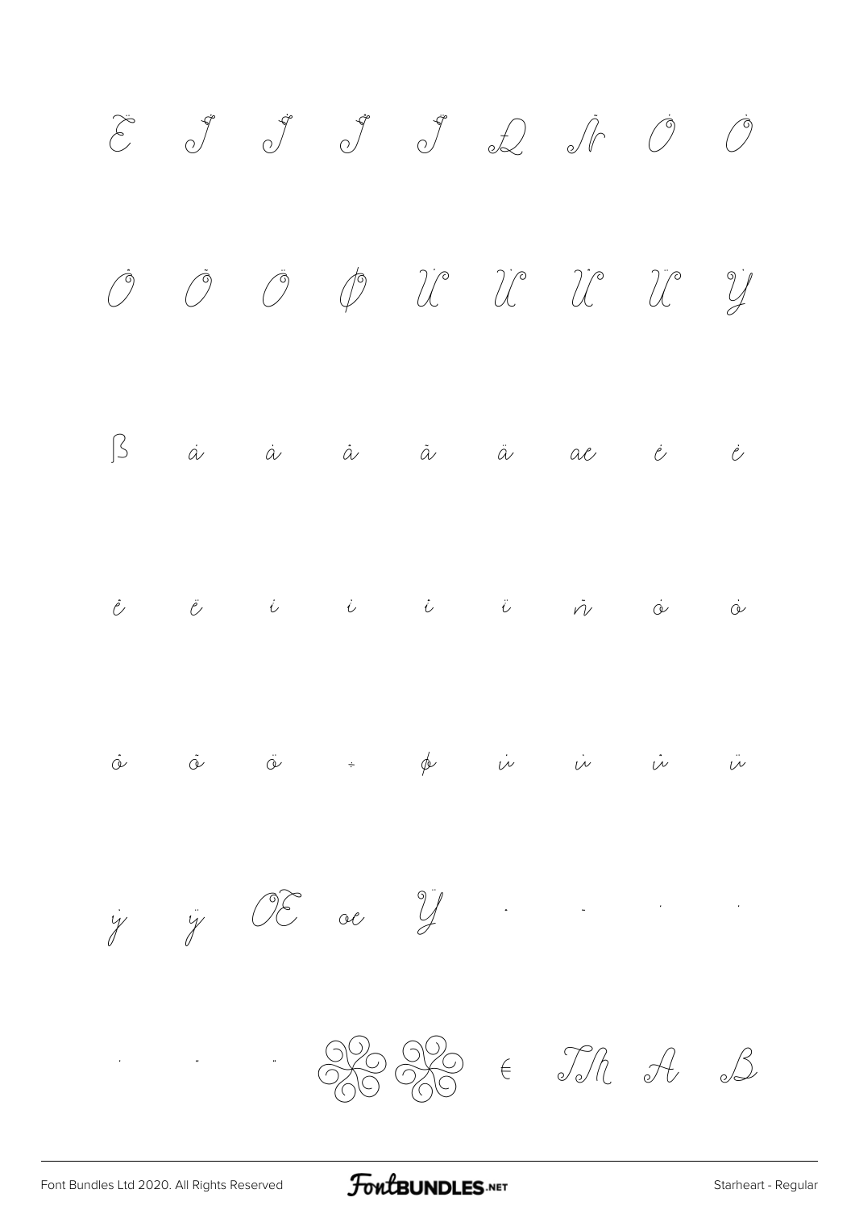Ë Ì Í Î Ï Ð Ñ Ò Ó

Ô Õ Ö Ø Ù Ú Û Ü Ý

ß à á â ã ä æ è é

ê ë ì í î ï ñ ò ó

ô õ ö ÷ ø ù ú û ü

ý ÿ Œ œ Ÿ ˙ ˜ ˙ ˙

˙ ¨ ¨ ❀ ❀ € Th A B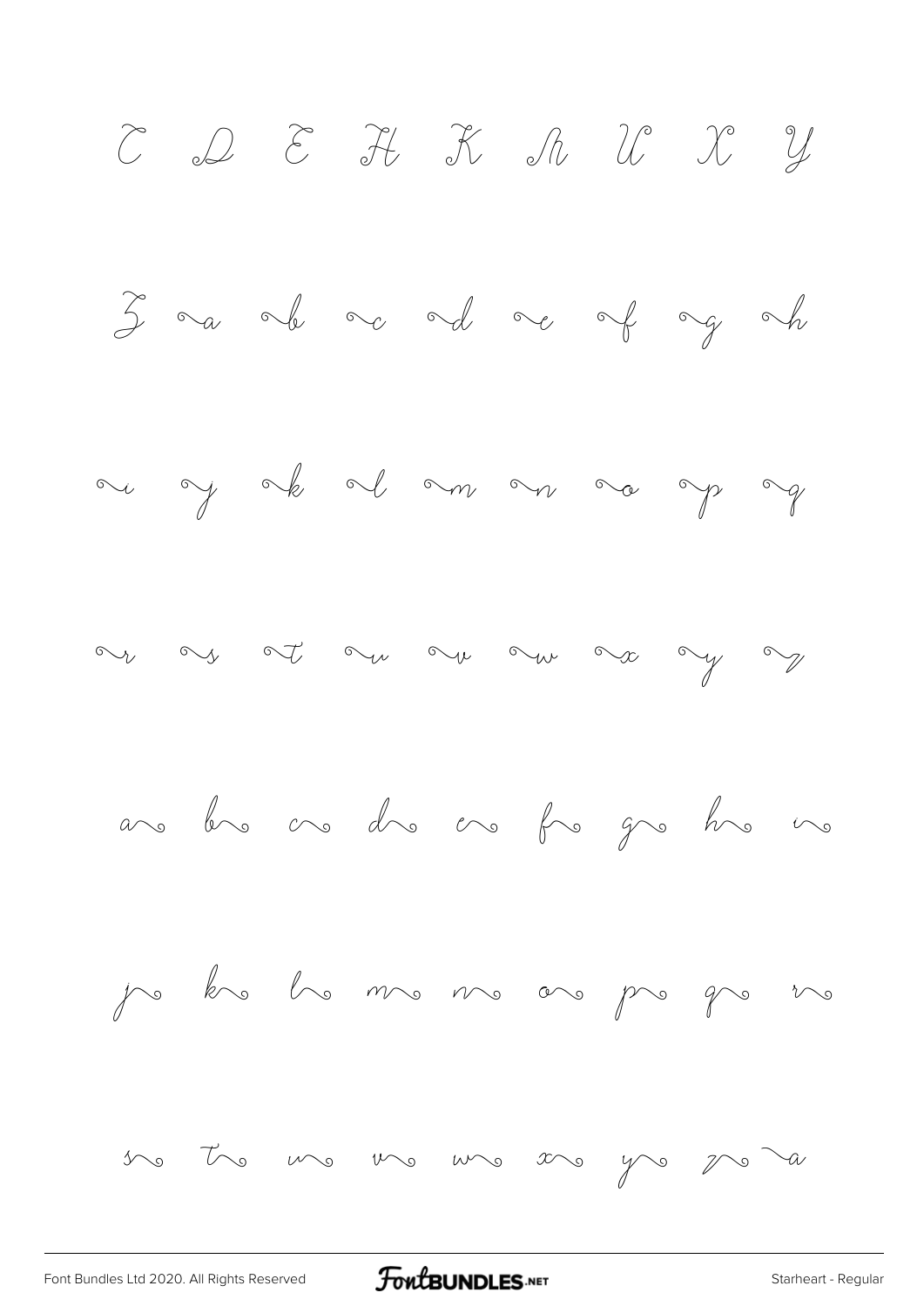C D E H K N U X Y

Z ~a ~b ~c ~d ~e ~f ~g ~h

~i ~j ~k ~l ~m ~n ~o ~p ~q

~r ~s ~t ~u ~v ~w ~x ~y ~z

a~ b~ c~ d~ e~ f~ g~ h~ i~

j~ k~ l~ m~ n~ o~ p~ q~ r~

s~ t~ u~ v~ w~ x~ y~ z~ ~a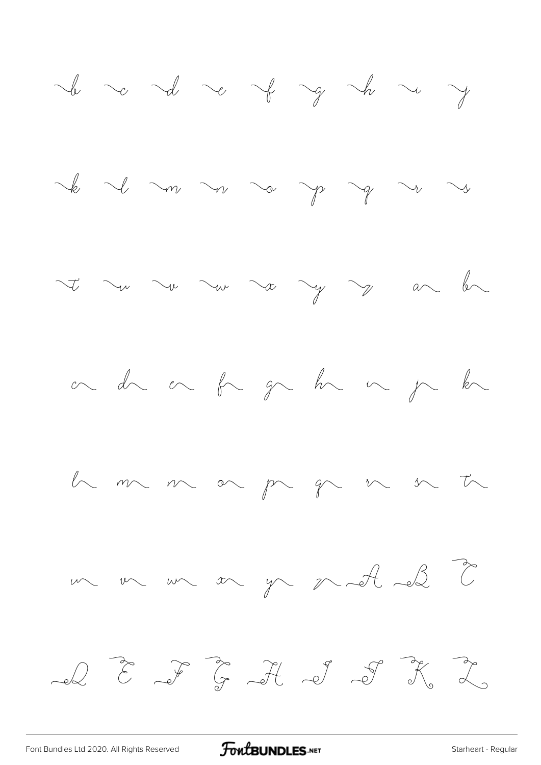~b ~c ~d ~e ~f ~g ~h ~i ~j

~k ~l ~m ~n ~o ~p ~q ~r ~s

~t ~u ~v ~w ~x ~y ~z a~ b~

c~ d~ e~ f~ g~ h~ i~ j~ k~

l~ m~ n~ o~ p~ q~ r~ s~ t~

u~ v~ w~ x~ y~ z~ ~A ~B ~C

~D ~E ~F ~G ~H ~I ~J ~K ~L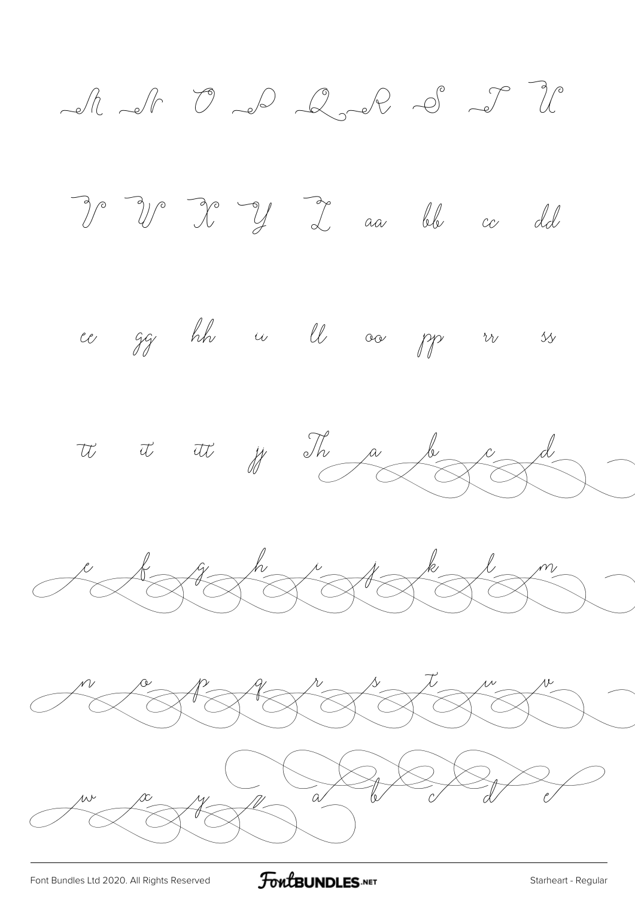N N O P Q R S T U

V W X Y Z aa bb cc dd

ee gg hh ii ll oo pp rr ss

tt it itt jj Th a b c d

e f g h i j k l m

n o p q r s t u v

w x y z a b c d e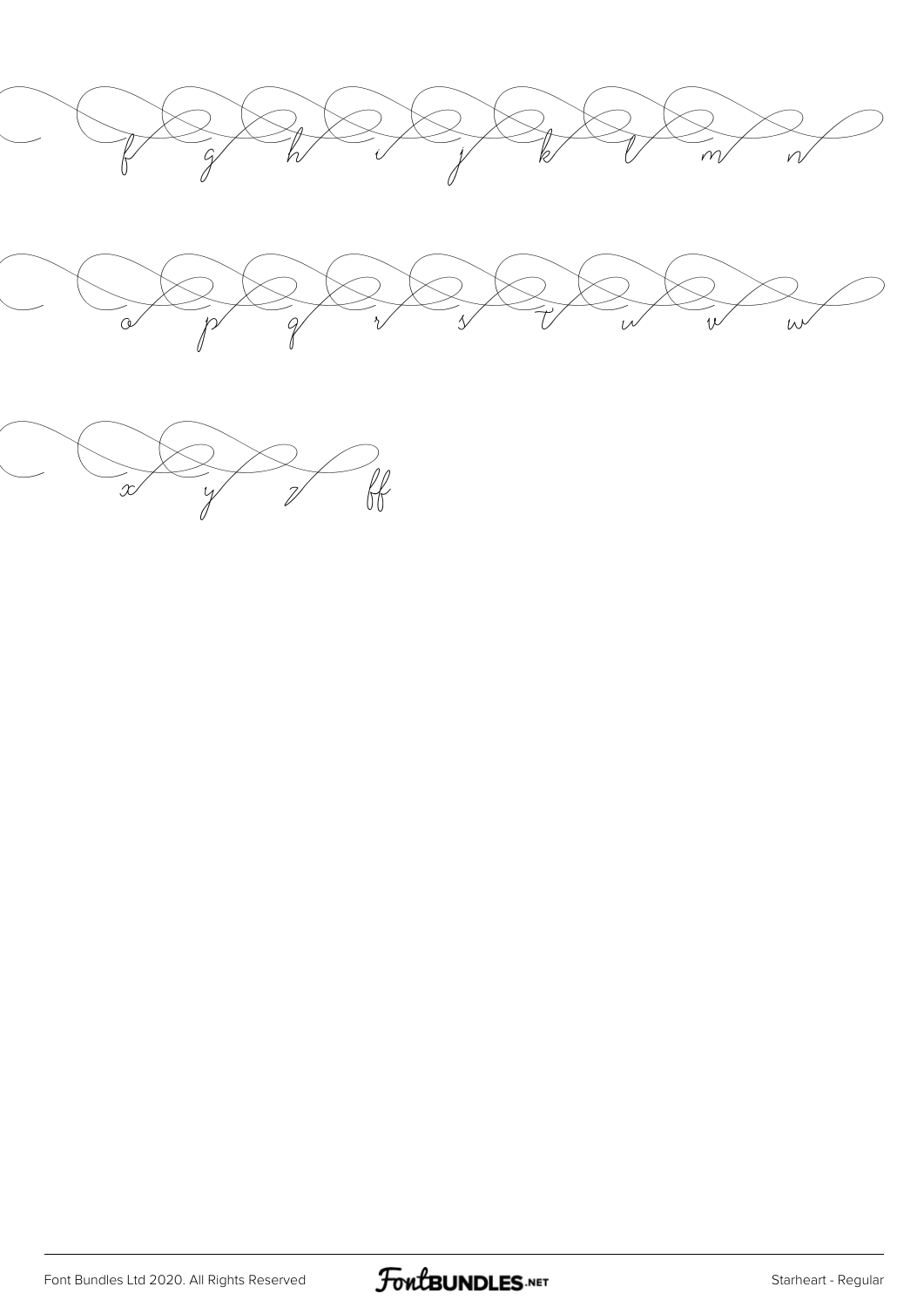f g h i j k l m n

o p q r s t u v w

x y z ff